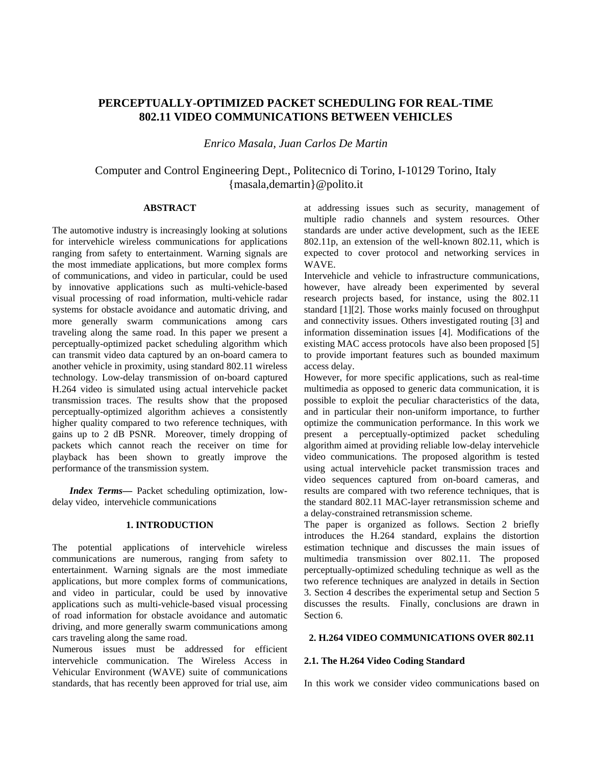# PERCEPTUALLY-OPTIMIZED PACKET SCHEDULING FOR REAL-TIME 802.11 VIDEO COMMUNICATIONS BETWEEN VEHICLES

*Enrico Masala, Juan Carlos De Martin*

Computer and Control Engineering Dept., Politecnico di Torino, I-10129 Torino, Italy
{masala,demartin}@polito.it

## ABSTRACT

The automotive industry is increasingly looking at solutions for intervehicle wireless communications for applications ranging from safety to entertainment. Warning signals are the most immediate applications, but more complex forms of communications, and video in particular, could be used by innovative applications such as multi-vehicle-based visual processing of road information, multi-vehicle radar systems for obstacle avoidance and automatic driving, and more generally swarm communications among cars traveling along the same road. In this paper we present a perceptually-optimized packet scheduling algorithm which can transmit video data captured by an on-board camera to another vehicle in proximity, using standard 802.11 wireless technology. Low-delay transmission of on-board captured H.264 video is simulated using actual intervehicle packet transmission traces. The results show that the proposed perceptually-optimized algorithm achieves a consistently higher quality compared to two reference techniques, with gains up to 2 dB PSNR. Moreover, timely dropping of packets which cannot reach the receiver on time for playback has been shown to greatly improve the performance of the transmission system.

***Index Terms*—** Packet scheduling optimization, low-delay video, intervehicle communications

## 1. INTRODUCTION

The potential applications of intervehicle wireless communications are numerous, ranging from safety to entertainment. Warning signals are the most immediate applications, but more complex forms of communications, and video in particular, could be used by innovative applications such as multi-vehicle-based visual processing of road information for obstacle avoidance and automatic driving, and more generally swarm communications among cars traveling along the same road.

Numerous issues must be addressed for efficient intervehicle communication. The Wireless Access in Vehicular Environment (WAVE) suite of communications standards, that has recently been approved for trial use, aim at addressing issues such as security, management of multiple radio channels and system resources. Other standards are under active development, such as the IEEE 802.11p, an extension of the well-known 802.11, which is expected to cover protocol and networking services in WAVE.

Intervehicle and vehicle to infrastructure communications, however, have already been experimented by several research projects based, for instance, using the 802.11 standard [1][2]. Those works mainly focused on throughput and connectivity issues. Others investigated routing [3] and information dissemination issues [4]. Modifications of the existing MAC access protocols have also been proposed [5] to provide important features such as bounded maximum access delay.

However, for more specific applications, such as real-time multimedia as opposed to generic data communication, it is possible to exploit the peculiar characteristics of the data, and in particular their non-uniform importance, to further optimize the communication performance. In this work we present a perceptually-optimized packet scheduling algorithm aimed at providing reliable low-delay intervehicle video communications. The proposed algorithm is tested using actual intervehicle packet transmission traces and video sequences captured from on-board cameras, and results are compared with two reference techniques, that is the standard 802.11 MAC-layer retransmission scheme and a delay-constrained retransmission scheme.

The paper is organized as follows. Section 2 briefly introduces the H.264 standard, explains the distortion estimation technique and discusses the main issues of multimedia transmission over 802.11. The proposed perceptually-optimized scheduling technique as well as the two reference techniques are analyzed in details in Section 3. Section 4 describes the experimental setup and Section 5 discusses the results. Finally, conclusions are drawn in Section 6.

## 2. H.264 VIDEO COMMUNICATIONS OVER 802.11

### 2.1. The H.264 Video Coding Standard

In this work we consider video communications based on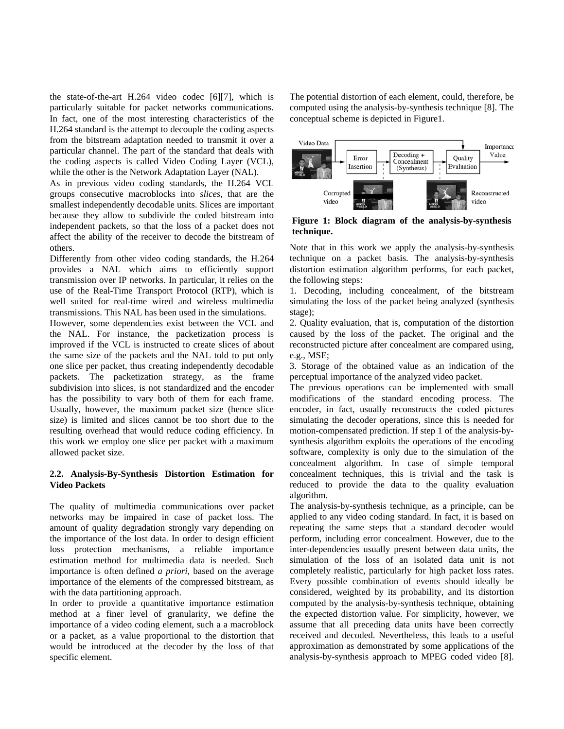the state-of-the-art H.264 video codec [6][7], which is particularly suitable for packet networks communications. In fact, one of the most interesting characteristics of the H.264 standard is the attempt to decouple the coding aspects from the bitstream adaptation needed to transmit it over a particular channel. The part of the standard that deals with the coding aspects is called Video Coding Layer (VCL), while the other is the Network Adaptation Layer (NAL).

As in previous video coding standards, the H.264 VCL groups consecutive macroblocks into *slices*, that are the smallest independently decodable units. Slices are important because they allow to subdivide the coded bitstream into independent packets, so that the loss of a packet does not affect the ability of the receiver to decode the bitstream of others.

Differently from other video coding standards, the H.264 provides a NAL which aims to efficiently support transmission over IP networks. In particular, it relies on the use of the Real-Time Transport Protocol (RTP), which is well suited for real-time wired and wireless multimedia transmissions. This NAL has been used in the simulations.

However, some dependencies exist between the VCL and the NAL. For instance, the packetization process is improved if the VCL is instructed to create slices of about the same size of the packets and the NAL told to put only one slice per packet, thus creating independently decodable packets. The packetization strategy, as the frame subdivision into slices, is not standardized and the encoder has the possibility to vary both of them for each frame. Usually, however, the maximum packet size (hence slice size) is limited and slices cannot be too short due to the resulting overhead that would reduce coding efficiency. In this work we employ one slice per packet with a maximum allowed packet size.

### 2.2. Analysis-By-Synthesis Distortion Estimation for Video Packets

The quality of multimedia communications over packet networks may be impaired in case of packet loss. The amount of quality degradation strongly vary depending on the importance of the lost data. In order to design efficient loss protection mechanisms, a reliable importance estimation method for multimedia data is needed. Such importance is often defined *a priori*, based on the average importance of the elements of the compressed bitstream, as with the data partitioning approach.

In order to provide a quantitative importance estimation method at a finer level of granularity, we define the importance of a video coding element, such a a macroblock or a packet, as a value proportional to the distortion that would be introduced at the decoder by the loss of that specific element.

The potential distortion of each element, could, therefore, be computed using the analysis-by-synthesis technique [8]. The conceptual scheme is depicted in Figure1.

**Figure 1: Block diagram of the analysis-by-synthesis technique.**

Note that in this work we apply the analysis-by-synthesis technique on a packet basis. The analysis-by-synthesis distortion estimation algorithm performs, for each packet, the following steps:

1. Decoding, including concealment, of the bitstream simulating the loss of the packet being analyzed (synthesis stage);
2. Quality evaluation, that is, computation of the distortion caused by the loss of the packet. The original and the reconstructed picture after concealment are compared using, e.g., MSE;
3. Storage of the obtained value as an indication of the perceptual importance of the analyzed video packet.

The previous operations can be implemented with small modifications of the standard encoding process. The encoder, in fact, usually reconstructs the coded pictures simulating the decoder operations, since this is needed for motion-compensated prediction. If step 1 of the analysis-by-synthesis algorithm exploits the operations of the encoding software, complexity is only due to the simulation of the concealment algorithm. In case of simple temporal concealment techniques, this is trivial and the task is reduced to provide the data to the quality evaluation algorithm.

The analysis-by-synthesis technique, as a principle, can be applied to any video coding standard. In fact, it is based on repeating the same steps that a standard decoder would perform, including error concealment. However, due to the inter-dependencies usually present between data units, the simulation of the loss of an isolated data unit is not completely realistic, particularly for high packet loss rates. Every possible combination of events should ideally be considered, weighted by its probability, and its distortion computed by the analysis-by-synthesis technique, obtaining the expected distortion value. For simplicity, however, we assume that all preceding data units have been correctly received and decoded. Nevertheless, this leads to a useful approximation as demonstrated by some applications of the analysis-by-synthesis approach to MPEG coded video [8].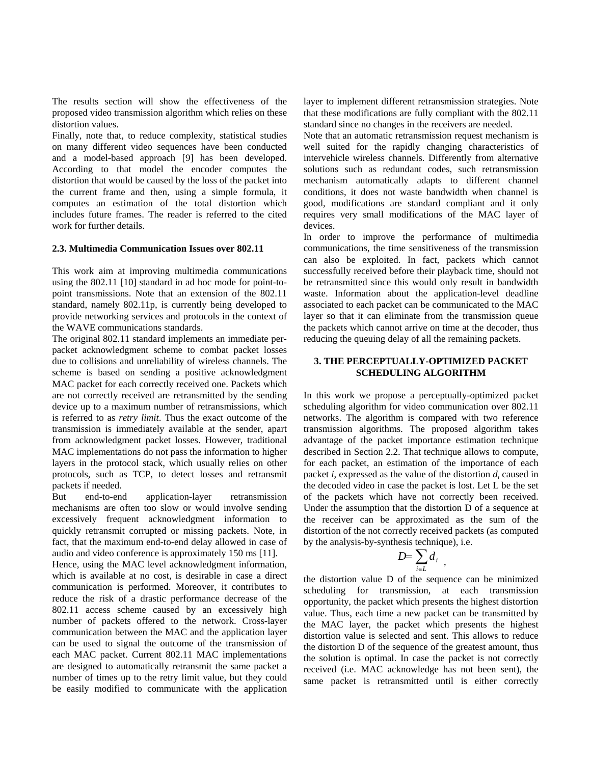The results section will show the effectiveness of the proposed video transmission algorithm which relies on these distortion values.

Finally, note that, to reduce complexity, statistical studies on many different video sequences have been conducted and a model-based approach [9] has been developed. According to that model the encoder computes the distortion that would be caused by the loss of the packet into the current frame and then, using a simple formula, it computes an estimation of the total distortion which includes future frames. The reader is referred to the cited work for further details.

### 2.3. Multimedia Communication Issues over 802.11

This work aim at improving multimedia communications using the 802.11 [10] standard in ad hoc mode for point-to-point transmissions. Note that an extension of the 802.11 standard, namely 802.11p, is currently being developed to provide networking services and protocols in the context of the WAVE communications standards.

The original 802.11 standard implements an immediate per-packet acknowledgment scheme to combat packet losses due to collisions and unreliability of wireless channels. The scheme is based on sending a positive acknowledgment MAC packet for each correctly received one. Packets which are not correctly received are retransmitted by the sending device up to a maximum number of retransmissions, which is referred to as *retry limit*. Thus the exact outcome of the transmission is immediately available at the sender, apart from acknowledgment packet losses. However, traditional MAC implementations do not pass the information to higher layers in the protocol stack, which usually relies on other protocols, such as TCP, to detect losses and retransmit packets if needed.

But end-to-end application-layer retransmission mechanisms are often too slow or would involve sending excessively frequent acknowledgment information to quickly retransmit corrupted or missing packets. Note, in fact, that the maximum end-to-end delay allowed in case of audio and video conference is approximately 150 ms [11].

Hence, using the MAC level acknowledgment information, which is available at no cost, is desirable in case a direct communication is performed. Moreover, it contributes to reduce the risk of a drastic performance decrease of the 802.11 access scheme caused by an excessively high number of packets offered to the network. Cross-layer communication between the MAC and the application layer can be used to signal the outcome of the transmission of each MAC packet. Current 802.11 MAC implementations are designed to automatically retransmit the same packet a number of times up to the retry limit value, but they could be easily modified to communicate with the application layer to implement different retransmission strategies. Note that these modifications are fully compliant with the 802.11 standard since no changes in the receivers are needed.

Note that an automatic retransmission request mechanism is well suited for the rapidly changing characteristics of intervehicle wireless channels. Differently from alternative solutions such as redundant codes, such retransmission mechanism automatically adapts to different channel conditions, it does not waste bandwidth when channel is good, modifications are standard compliant and it only requires very small modifications of the MAC layer of devices.

In order to improve the performance of multimedia communications, the time sensitiveness of the transmission can also be exploited. In fact, packets which cannot successfully received before their playback time, should not be retransmitted since this would only result in bandwidth waste. Information about the application-level deadline associated to each packet can be communicated to the MAC layer so that it can eliminate from the transmission queue the packets which cannot arrive on time at the decoder, thus reducing the queuing delay of all the remaining packets.

## 3. THE PERCEPTUALLY-OPTIMIZED PACKET SCHEDULING ALGORITHM

In this work we propose a perceptually-optimized packet scheduling algorithm for video communication over 802.11 networks. The algorithm is compared with two reference transmission algorithms. The proposed algorithm takes advantage of the packet importance estimation technique described in Section 2.2. That technique allows to compute, for each packet, an estimation of the importance of each packet $i$, expressed as the value of the distortion $d_i$ caused in the decoded video in case the packet is lost. Let L be the set of the packets which have not correctly been received. Under the assumption that the distortion D of a sequence at the receiver can be approximated as the sum of the distortion of the not correctly received packets (as computed by the analysis-by-synthesis technique), i.e.

$$D = \sum_{i \in L} d_i \quad ,$$

the distortion value D of the sequence can be minimized scheduling for transmission, at each transmission opportunity, the packet which presents the highest distortion value. Thus, each time a new packet can be transmitted by the MAC layer, the packet which presents the highest distortion value is selected and sent. This allows to reduce the distortion D of the sequence of the greatest amount, thus the solution is optimal. In case the packet is not correctly received (i.e. MAC acknowledge has not been sent), the same packet is retransmitted until is either correctly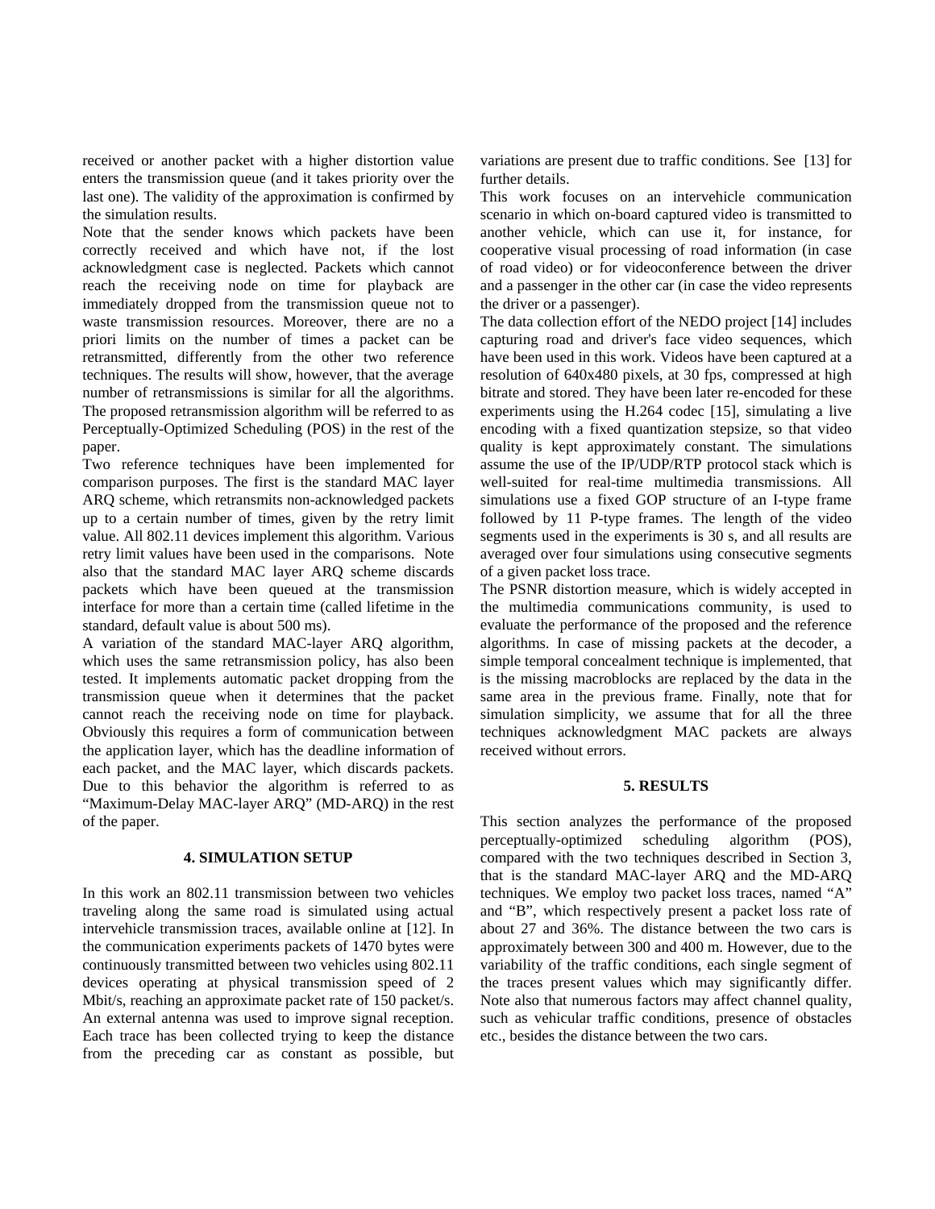received or another packet with a higher distortion value enters the transmission queue (and it takes priority over the last one). The validity of the approximation is confirmed by the simulation results.

Note that the sender knows which packets have been correctly received and which have not, if the lost acknowledgment case is neglected. Packets which cannot reach the receiving node on time for playback are immediately dropped from the transmission queue not to waste transmission resources. Moreover, there are no a priori limits on the number of times a packet can be retransmitted, differently from the other two reference techniques. The results will show, however, that the average number of retransmissions is similar for all the algorithms. The proposed retransmission algorithm will be referred to as Perceptually-Optimized Scheduling (POS) in the rest of the paper.

Two reference techniques have been implemented for comparison purposes. The first is the standard MAC layer ARQ scheme, which retransmits non-acknowledged packets up to a certain number of times, given by the retry limit value. All 802.11 devices implement this algorithm. Various retry limit values have been used in the comparisons. Note also that the standard MAC layer ARQ scheme discards packets which have been queued at the transmission interface for more than a certain time (called lifetime in the standard, default value is about 500 ms).

A variation of the standard MAC-layer ARQ algorithm, which uses the same retransmission policy, has also been tested. It implements automatic packet dropping from the transmission queue when it determines that the packet cannot reach the receiving node on time for playback. Obviously this requires a form of communication between the application layer, which has the deadline information of each packet, and the MAC layer, which discards packets. Due to this behavior the algorithm is referred to as "Maximum-Delay MAC-layer ARQ" (MD-ARQ) in the rest of the paper.

## 4. SIMULATION SETUP

In this work an 802.11 transmission between two vehicles traveling along the same road is simulated using actual intervehicle transmission traces, available online at [12]. In the communication experiments packets of 1470 bytes were continuously transmitted between two vehicles using 802.11 devices operating at physical transmission speed of 2 Mbit/s, reaching an approximate packet rate of 150 packet/s. An external antenna was used to improve signal reception. Each trace has been collected trying to keep the distance from the preceding car as constant as possible, but variations are present due to traffic conditions. See [13] for further details.

This work focuses on an intervehicle communication scenario in which on-board captured video is transmitted to another vehicle, which can use it, for instance, for cooperative visual processing of road information (in case of road video) or for videoconference between the driver and a passenger in the other car (in case the video represents the driver or a passenger).

The data collection effort of the NEDO project [14] includes capturing road and driver's face video sequences, which have been used in this work. Videos have been captured at a resolution of 640x480 pixels, at 30 fps, compressed at high bitrate and stored. They have been later re-encoded for these experiments using the H.264 codec [15], simulating a live encoding with a fixed quantization stepsize, so that video quality is kept approximately constant. The simulations assume the use of the IP/UDP/RTP protocol stack which is well-suited for real-time multimedia transmissions. All simulations use a fixed GOP structure of an I-type frame followed by 11 P-type frames. The length of the video segments used in the experiments is 30 s, and all results are averaged over four simulations using consecutive segments of a given packet loss trace.

The PSNR distortion measure, which is widely accepted in the multimedia communications community, is used to evaluate the performance of the proposed and the reference algorithms. In case of missing packets at the decoder, a simple temporal concealment technique is implemented, that is the missing macroblocks are replaced by the data in the same area in the previous frame. Finally, note that for simulation simplicity, we assume that for all the three techniques acknowledgment MAC packets are always received without errors.

## 5. RESULTS

This section analyzes the performance of the proposed perceptually-optimized scheduling algorithm (POS), compared with the two techniques described in Section 3, that is the standard MAC-layer ARQ and the MD-ARQ techniques. We employ two packet loss traces, named "A" and "B", which respectively present a packet loss rate of about 27 and 36%. The distance between the two cars is approximately between 300 and 400 m. However, due to the variability of the traffic conditions, each single segment of the traces present values which may significantly differ. Note also that numerous factors may affect channel quality, such as vehicular traffic conditions, presence of obstacles etc., besides the distance between the two cars.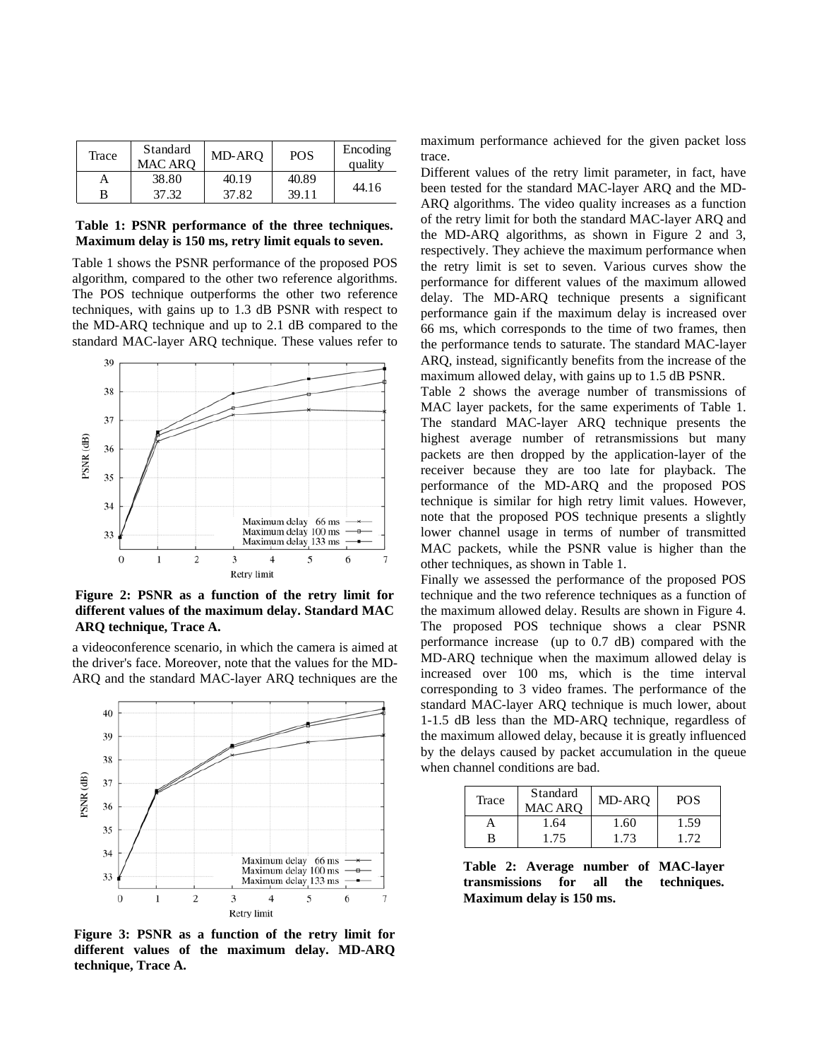| Trace | Standard MAC ARQ | MD-ARQ | POS | Encoding quality |
|---|---|---|---|---|
| A | 38.80 | 40.19 | 40.89 | 44.16 |
| B | 37.32 | 37.82 | 39.11 | |

**Table 1: PSNR performance of the three techniques. Maximum delay is 150 ms, retry limit equals to seven.**

Table 1 shows the PSNR performance of the proposed POS algorithm, compared to the other two reference algorithms. The POS technique outperforms the other two reference techniques, with gains up to 1.3 dB PSNR with respect to the MD-ARQ technique and up to 2.1 dB compared to the standard MAC-layer ARQ technique. These values refer to a videoconference scenario, in which the camera is aimed at the driver's face. Moreover, note that the values for the MD-ARQ and the standard MAC-layer ARQ techniques are the maximum performance achieved for the given packet loss trace.

**Figure 2: PSNR as a function of the retry limit for different values of the maximum delay. Standard MAC ARQ technique, Trace A.**

**Figure 3: PSNR as a function of the retry limit for different values of the maximum delay. MD-ARQ technique, Trace A.**

Different values of the retry limit parameter, in fact, have been tested for the standard MAC-layer ARQ and the MD-ARQ algorithms. The video quality increases as a function of the retry limit for both the standard MAC-layer ARQ and the MD-ARQ algorithms, as shown in Figure 2 and 3, respectively. They achieve the maximum performance when the retry limit is set to seven. Various curves show the performance for different values of the maximum allowed delay. The MD-ARQ technique presents a significant performance gain if the maximum delay is increased over 66 ms, which corresponds to the time of two frames, then the performance tends to saturate. The standard MAC-layer ARQ, instead, significantly benefits from the increase of the maximum allowed delay, with gains up to 1.5 dB PSNR.

Table 2 shows the average number of transmissions of MAC layer packets, for the same experiments of Table 1. The standard MAC-layer ARQ technique presents the highest average number of retransmissions but many packets are then dropped by the application-layer of the receiver because they are too late for playback. The performance of the MD-ARQ and the proposed POS technique is similar for high retry limit values. However, note that the proposed POS technique presents a slightly lower channel usage in terms of number of transmitted MAC packets, while the PSNR value is higher than the other techniques, as shown in Table 1.

Finally we assessed the performance of the proposed POS technique and the two reference techniques as a function of the maximum allowed delay. Results are shown in Figure 4. The proposed POS technique shows a clear PSNR performance increase (up to 0.7 dB) compared with the MD-ARQ technique when the maximum allowed delay is increased over 100 ms, which is the time interval corresponding to 3 video frames. The performance of the standard MAC-layer ARQ technique is much lower, about 1-1.5 dB less than the MD-ARQ technique, regardless of the maximum allowed delay, because it is greatly influenced by the delays caused by packet accumulation in the queue when channel conditions are bad.

| Trace | Standard MAC ARQ | MD-ARQ | POS |
|---|---|---|---|
| A | 1.64 | 1.60 | 1.59 |
| B | 1.75 | 1.73 | 1.72 |

**Table 2: Average number of MAC-layer transmissions for all the techniques. Maximum delay is 150 ms.**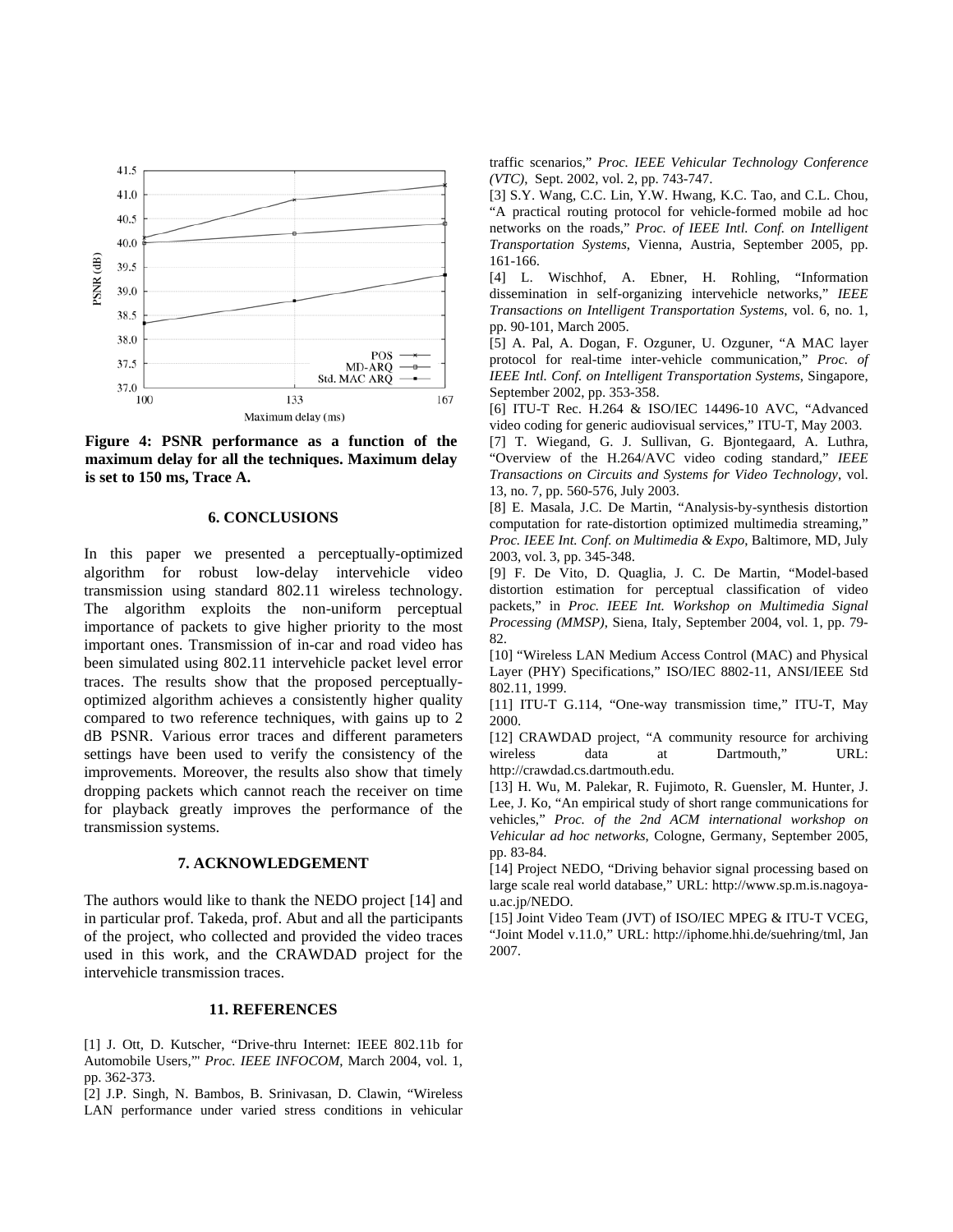41.5
41.0
40.5
40.0
39.5
39.0
38.5
38.0
37.5
37.0

PSNR (dB)

100
133
167

Maximum delay (ms)

POS
MD-ARQ
Std. MAC ARQ

**Figure 4: PSNR performance as a function of the maximum delay for all the techniques. Maximum delay is set to 150 ms, Trace A.**

### 6. CONCLUSIONS

In this paper we presented a perceptually-optimized algorithm for robust low-delay intervehicle video transmission using standard 802.11 wireless technology. The algorithm exploits the non-uniform perceptual importance of packets to give higher priority to the most important ones. Transmission of in-car and road video has been simulated using 802.11 intervehicle packet level error traces. The results show that the proposed perceptually-optimized algorithm achieves a consistently higher quality compared to two reference techniques, with gains up to 2 dB PSNR. Various error traces and different parameters settings have been used to verify the consistency of the improvements. Moreover, the results also show that timely dropping packets which cannot reach the receiver on time for playback greatly improves the performance of the transmission systems.

### 7. ACKNOWLEDGEMENT

The authors would like to thank the NEDO project [14] and in particular prof. Takeda, prof. Abut and all the participants of the project, who collected and provided the video traces used in this work, and the CRAWDAD project for the intervehicle transmission traces.

### 11. REFERENCES

[1] J. Ott, D. Kutscher, "Drive-thru Internet: IEEE 802.11b for Automobile Users,"' *Proc. IEEE INFOCOM*, March 2004, vol. 1, pp. 362-373.

[2] J.P. Singh, N. Bambos, B. Srinivasan, D. Clawin, "Wireless LAN performance under varied stress conditions in vehicular traffic scenarios," *Proc. IEEE Vehicular Technology Conference (VTC)*, Sept. 2002, vol. 2, pp. 743-747.

[3] S.Y. Wang, C.C. Lin, Y.W. Hwang, K.C. Tao, and C.L. Chou, "A practical routing protocol for vehicle-formed mobile ad hoc networks on the roads," *Proc. of IEEE Intl. Conf. on Intelligent Transportation Systems*, Vienna, Austria, September 2005, pp. 161-166.

[4] L. Wischhof, A. Ebner, H. Rohling, "Information dissemination in self-organizing intervehicle networks," *IEEE Transactions on Intelligent Transportation Systems*, vol. 6, no. 1, pp. 90-101, March 2005.

[5] A. Pal, A. Dogan, F. Ozguner, U. Ozguner, "A MAC layer protocol for real-time inter-vehicle communication," *Proc. of IEEE Intl. Conf. on Intelligent Transportation Systems*, Singapore, September 2002, pp. 353-358.

[6] ITU-T Rec. H.264 & ISO/IEC 14496-10 AVC, "Advanced video coding for generic audiovisual services," ITU-T, May 2003.

[7] T. Wiegand, G. J. Sullivan, G. Bjontegaard, A. Luthra, "Overview of the H.264/AVC video coding standard," *IEEE Transactions on Circuits and Systems for Video Technology*, vol. 13, no. 7, pp. 560-576, July 2003.

[8] E. Masala, J.C. De Martin, "Analysis-by-synthesis distortion computation for rate-distortion optimized multimedia streaming," *Proc. IEEE Int. Conf. on Multimedia & Expo*, Baltimore, MD, July 2003, vol. 3, pp. 345-348.

[9] F. De Vito, D. Quaglia, J. C. De Martin, "Model-based distortion estimation for perceptual classification of video packets," in *Proc. IEEE Int. Workshop on Multimedia Signal Processing (MMSP)*, Siena, Italy, September 2004, vol. 1, pp. 79-82.

[10] "Wireless LAN Medium Access Control (MAC) and Physical Layer (PHY) Specifications," ISO/IEC 8802-11, ANSI/IEEE Std 802.11, 1999.

[11] ITU-T G.114, "One-way transmission time," ITU-T, May 2000.

[12] CRAWDAD project, "A community resource for archiving wireless data at Dartmouth," URL: http://crawdad.cs.dartmouth.edu.

[13] H. Wu, M. Palekar, R. Fujimoto, R. Guensler, M. Hunter, J. Lee, J. Ko, "An empirical study of short range communications for vehicles," *Proc. of the 2nd ACM international workshop on Vehicular ad hoc networks*, Cologne, Germany, September 2005, pp. 83-84.

[14] Project NEDO, "Driving behavior signal processing based on large scale real world database," URL: http://www.sp.m.is.nagoya-u.ac.jp/NEDO.

[15] Joint Video Team (JVT) of ISO/IEC MPEG & ITU-T VCEG, "Joint Model v.11.0," URL: http://iphome.hhi.de/suehring/tml, Jan 2007.